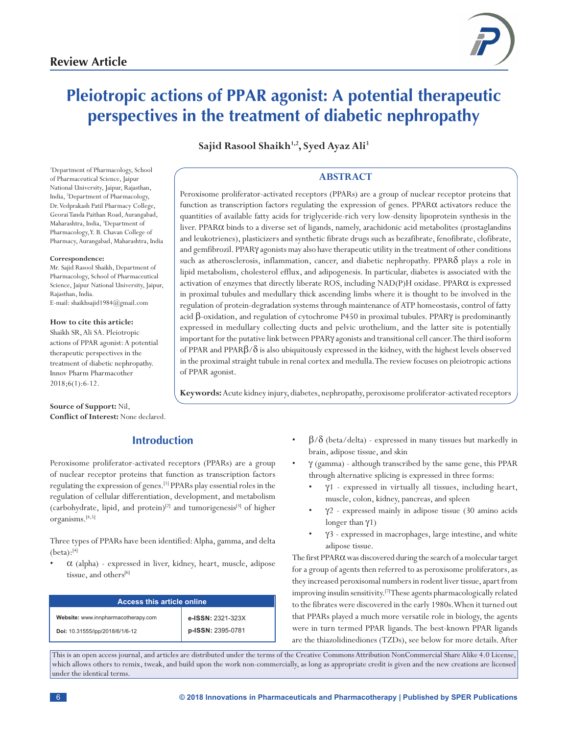**Review Article**

# Pleiotropic actions of PPAR agonist: A potential therapeutic perspectives in the treatment of diabetic nephropathy

**Sajid Rasool Shaikh[1,2], Syed Ayaz Ali[3]**

[1]Department of Pharmacology, School of Pharmaceutical Science, Jaipur National University, Jaipur, Rajasthan, India, [2]Department of Pharmacology, Dr. Vedprakash Patil Pharmacy College, Georai Tanda Paithan Road, Aurangabad, Maharashtra, India, [3]Department of Pharmacology, Y. B. Chavan College of Pharmacy, Aurangabad, Maharashtra, India

**Correspondence:**
Mr. Sajid Rasool Shaikh, Department of Pharmacology, School of Pharmaceutical Science, Jaipur National University, Jaipur, Rajasthan, India.
E-mail: shaikhsajid1984@gmail.com

**How to cite this article:**
Shaikh SR, Ali SA. Pleiotropic actions of PPAR agonist: A potential therapeutic perspectives in the treatment of diabetic nephropathy. Innov Pharm Pharmacother 2018;6(1):6-12.

**Source of Support:** Nil,
**Conflict of Interest:** None declared.

## ABSTRACT

Peroxisome proliferator-activated receptors (PPARs) are a group of nuclear receptor proteins that function as transcription factors regulating the expression of genes. PPARα activators reduce the quantities of available fatty acids for triglyceride-rich very low-density lipoprotein synthesis in the liver. PPARα binds to a diverse set of ligands, namely, arachidonic acid metabolites (prostaglandins and leukotrienes), plasticizers and synthetic fibrate drugs such as bezafibrate, fenofibrate, clofibrate, and gemfibrozil. PPARγ agonists may also have therapeutic utility in the treatment of other conditions such as atherosclerosis, inflammation, cancer, and diabetic nephropathy. PPARδ plays a role in lipid metabolism, cholesterol efflux, and adipogenesis. In particular, diabetes is associated with the activation of enzymes that directly liberate ROS, including NAD(P)H oxidase. PPARα is expressed in proximal tubules and medullary thick ascending limbs where it is thought to be involved in the regulation of protein-degradation systems through maintenance of ATP homeostasis, control of fatty acid β-oxidation, and regulation of cytochrome P450 in proximal tubules. PPARγ is predominantly expressed in medullary collecting ducts and pelvic urothelium, and the latter site is potentially important for the putative link between PPARγ agonists and transitional cell cancer. The third isoform of PPAR and PPARβ/δ is also ubiquitously expressed in the kidney, with the highest levels observed in the proximal straight tubule in renal cortex and medulla. The review focuses on pleiotropic actions of PPAR agonist.

**Keywords:** Acute kidney injury, diabetes, nephropathy, peroxisome proliferator-activated receptors

| Access this article online | |
|---|---|
| Website: www.innpharmacotherapy.com | e-ISSN: 2321-323X |
| Doi: 10.31555/ipp/2018/6/1/6-12 | p-ISSN: 2395-0781 |

## Introduction

Peroxisome proliferator-activated receptors (PPARs) are a group of nuclear receptor proteins that function as transcription factors regulating the expression of genes.[1] PPARs play essential roles in the regulation of cellular differentiation, development, and metabolism (carbohydrate, lipid, and protein)[2] and tumorigenesis[3] of higher organisms.[4,5]

Three types of PPARs have been identified: Alpha, gamma, and delta (beta):[4]

- α (alpha) - expressed in liver, kidney, heart, muscle, adipose tissue, and others[6]
- β/δ (beta/delta) - expressed in many tissues but markedly in brain, adipose tissue, and skin
- γ (gamma) - although transcribed by the same gene, this PPAR through alternative splicing is expressed in three forms:
  - γ1 - expressed in virtually all tissues, including heart, muscle, colon, kidney, pancreas, and spleen
  - γ2 - expressed mainly in adipose tissue (30 amino acids longer than γ1)
  - γ3 - expressed in macrophages, large intestine, and white adipose tissue.

The first PPARα was discovered during the search of a molecular target for a group of agents then referred to as peroxisome proliferators, as they increased peroxisomal numbers in rodent liver tissue, apart from improving insulin sensitivity.[7] These agents pharmacologically related to the fibrates were discovered in the early 1980s. When it turned out that PPARs played a much more versatile role in biology, the agents were in turn termed PPAR ligands. The best-known PPAR ligands are the thiazolidinediones (TZDs), see below for more details. After

This is an open access journal, and articles are distributed under the terms of the Creative Commons Attribution NonCommercial Share Alike 4.0 License, which allows others to remix, tweak, and build upon the work non-commercially, as long as appropriate credit is given and the new creations are licensed under the identical terms.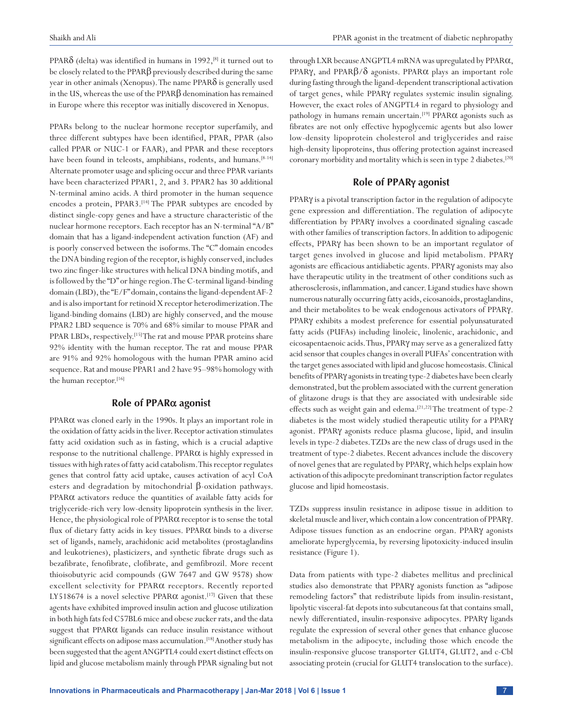PPARδ (delta) was identified in humans in 1992,[8] it turned out to be closely related to the PPARβ previously described during the same year in other animals (Xenopus). The name PPARδ is generally used in the US, whereas the use of the PPARβ denomination has remained in Europe where this receptor was initially discovered in Xenopus.

PPARs belong to the nuclear hormone receptor superfamily, and three different subtypes have been identified, PPAR, PPAR (also called PPAR or NUC-1 or FAAR), and PPAR and these receptors have been found in teleosts, amphibians, rodents, and humans.[8-14] Alternate promoter usage and splicing occur and three PPAR variants have been characterized PPAR1, 2, and 3. PPAR2 has 30 additional N-terminal amino acids. A third promoter in the human sequence encodes a protein, PPAR3.[14] The PPAR subtypes are encoded by distinct single-copy genes and have a structure characteristic of the nuclear hormone receptors. Each receptor has an N-terminal "A/B" domain that has a ligand-independent activation function (AF) and is poorly conserved between the isoforms. The "C" domain encodes the DNA binding region of the receptor, is highly conserved, includes two zinc finger-like structures with helical DNA binding motifs, and is followed by the "D" or hinge region. The C-terminal ligand-binding domain (LBD), the "E/F" domain, contains the ligand-dependent AF-2 and is also important for retinoid X receptor heterodimerization. The ligand-binding domains (LBD) are highly conserved, and the mouse PPAR2 LBD sequence is 70% and 68% similar to mouse PPAR and PPAR LBDs, respectively.[15] The rat and mouse PPAR proteins share 92% identity with the human receptor. The rat and mouse PPAR are 91% and 92% homologous with the human PPAR amino acid sequence. Rat and mouse PPAR1 and 2 have 95–98% homology with the human receptor.[16]

## Role of PPARα agonist

PPARα was cloned early in the 1990s. It plays an important role in the oxidation of fatty acids in the liver. Receptor activation stimulates fatty acid oxidation such as in fasting, which is a crucial adaptive response to the nutritional challenge. PPARα is highly expressed in tissues with high rates of fatty acid catabolism. This receptor regulates genes that control fatty acid uptake, causes activation of acyl CoA esters and degradation by mitochondrial β-oxidation pathways. PPARα activators reduce the quantities of available fatty acids for triglyceride-rich very low-density lipoprotein synthesis in the liver. Hence, the physiological role of PPARα receptor is to sense the total flux of dietary fatty acids in key tissues. PPARα binds to a diverse set of ligands, namely, arachidonic acid metabolites (prostaglandins and leukotrienes), plasticizers, and synthetic fibrate drugs such as bezafibrate, fenofibrate, clofibrate, and gemfibrozil. More recent thioisobutyric acid compounds (GW 7647 and GW 9578) show excellent selectivity for PPARα receptors. Recently reported LY518674 is a novel selective PPARα agonist.[17] Given that these agents have exhibited improved insulin action and glucose utilization in both high fats fed C57BL6 mice and obese zucker rats, and the data suggest that PPARα ligands can reduce insulin resistance without significant effects on adipose mass accumulation.[18] Another study has been suggested that the agent ANGPTL4 could exert distinct effects on lipid and glucose metabolism mainly through PPAR signaling but not through LXR because ANGPTL4 mRNA was upregulated by PPARα, PPARγ, and PPARβ/δ agonists. PPARα plays an important role during fasting through the ligand-dependent transcriptional activation of target genes, while PPARγ regulates systemic insulin signaling. However, the exact roles of ANGPTL4 in regard to physiology and pathology in humans remain uncertain.[19] PPARα agonists such as fibrates are not only effective hypoglycemic agents but also lower low-density lipoprotein cholesterol and triglycerides and raise high-density lipoproteins, thus offering protection against increased coronary morbidity and mortality which is seen in type 2 diabetes.[20]

## Role of PPARγ agonist

PPARγ is a pivotal transcription factor in the regulation of adipocyte gene expression and differentiation. The regulation of adipocyte differentiation by PPARγ involves a coordinated signaling cascade with other families of transcription factors. In addition to adipogenic effects, PPARγ has been shown to be an important regulator of target genes involved in glucose and lipid metabolism. PPARγ agonists are efficacious antidiabetic agents. PPARγ agonists may also have therapeutic utility in the treatment of other conditions such as atherosclerosis, inflammation, and cancer. Ligand studies have shown numerous naturally occurring fatty acids, eicosanoids, prostaglandins, and their metabolites to be weak endogenous activators of PPARγ. PPARγ exhibits a modest preference for essential polyunsaturated fatty acids (PUFAs) including linoleic, linolenic, arachidonic, and eicosapentaenoic acids. Thus, PPARγ may serve as a generalized fatty acid sensor that couples changes in overall PUFAs' concentration with the target genes associated with lipid and glucose homeostasis. Clinical benefits of PPARγ agonists in treating type-2 diabetes have been clearly demonstrated, but the problem associated with the current generation of glitazone drugs is that they are associated with undesirable side effects such as weight gain and edema.[21,22] The treatment of type-2 diabetes is the most widely studied therapeutic utility for a PPARγ agonist. PPARγ agonists reduce plasma glucose, lipid, and insulin levels in type-2 diabetes. TZDs are the new class of drugs used in the treatment of type-2 diabetes. Recent advances include the discovery of novel genes that are regulated by PPARγ, which helps explain how activation of this adipocyte predominant transcription factor regulates glucose and lipid homeostasis.

TZDs suppress insulin resistance in adipose tissue in addition to skeletal muscle and liver, which contain a low concentration of PPARγ. Adipose tissues function as an endocrine organ. PPARγ agonists ameliorate hyperglycemia, by reversing lipotoxicity-induced insulin resistance (Figure 1).

Data from patients with type-2 diabetes mellitus and preclinical studies also demonstrate that PPARγ agonists function as "adipose remodeling factors" that redistribute lipids from insulin-resistant, lipolytic visceral-fat depots into subcutaneous fat that contains small, newly differentiated, insulin-responsive adipocytes. PPARγ ligands regulate the expression of several other genes that enhance glucose metabolism in the adipocyte, including those which encode the insulin-responsive glucose transporter GLUT4, GLUT2, and c-Cbl associating protein (crucial for GLUT4 translocation to the surface).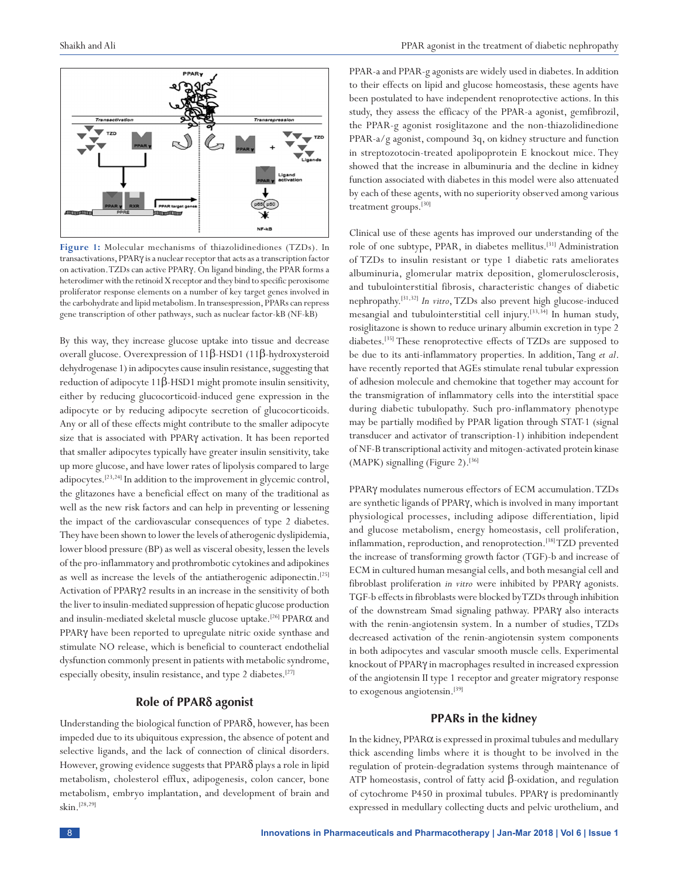Figure 1: Molecular mechanisms of thiazolidinediones (TZDs). In transactivations, PPARγ is a nuclear receptor that acts as a transcription factor on activation. TZDs can active PPARγ. On ligand binding, the PPAR forms a heterodimer with the retinoid X receptor and they bind to specific peroxisome proliferator response elements on a number of key target genes involved in the carbohydrate and lipid metabolism. In transespression, PPARs can repress gene transcription of other pathways, such as nuclear factor-kB (NF-kB)

By this way, they increase glucose uptake into tissue and decrease overall glucose. Overexpression of 11β-HSD1 (11β-hydroxysteroid dehydrogenase 1) in adipocytes cause insulin resistance, suggesting that reduction of adipocyte 11β-HSD1 might promote insulin sensitivity, either by reducing glucocorticoid-induced gene expression in the adipocyte or by reducing adipocyte secretion of glucocorticoids. Any or all of these effects might contribute to the smaller adipocyte size that is associated with PPARγ activation. It has been reported that smaller adipocytes typically have greater insulin sensitivity, take up more glucose, and have lower rates of lipolysis compared to large adipocytes.[23,24] In addition to the improvement in glycemic control, the glitazones have a beneficial effect on many of the traditional as well as the new risk factors and can help in preventing or lessening the impact of the cardiovascular consequences of type 2 diabetes. They have been shown to lower the levels of atherogenic dyslipidemia, lower blood pressure (BP) as well as visceral obesity, lessen the levels of the pro-inflammatory and prothrombotic cytokines and adipokines as well as increase the levels of the antiatherogenic adiponectin.[25] Activation of PPARγ2 results in an increase in the sensitivity of both the liver to insulin-mediated suppression of hepatic glucose production and insulin-mediated skeletal muscle glucose uptake.[26] PPARα and PPARγ have been reported to upregulate nitric oxide synthase and stimulate NO release, which is beneficial to counteract endothelial dysfunction commonly present in patients with metabolic syndrome, especially obesity, insulin resistance, and type 2 diabetes.[27]

## Role of PPARδ agonist

Understanding the biological function of PPARδ, however, has been impeded due to its ubiquitous expression, the absence of potent and selective ligands, and the lack of connection of clinical disorders. However, growing evidence suggests that PPARδ plays a role in lipid metabolism, cholesterol efflux, adipogenesis, colon cancer, bone metabolism, embryo implantation, and development of brain and skin.[28,29]

PPAR-a and PPAR-g agonists are widely used in diabetes. In addition to their effects on lipid and glucose homeostasis, these agents have been postulated to have independent renoprotective actions. In this study, they assess the efficacy of the PPAR-a agonist, gemfibrozil, the PPAR-g agonist rosiglitazone and the non-thiazolidinedione PPAR-a/g agonist, compound 3q, on kidney structure and function in streptozotocin-treated apolipoprotein E knockout mice. They showed that the increase in albuminuria and the decline in kidney function associated with diabetes in this model were also attenuated by each of these agents, with no superiority observed among various treatment groups.[30]

Clinical use of these agents has improved our understanding of the role of one subtype, PPAR, in diabetes mellitus.[31] Administration of TZDs to insulin resistant or type 1 diabetic rats ameliorates albuminuria, glomerular matrix deposition, glomerulosclerosis, and tubulointerstitial fibrosis, characteristic changes of diabetic nephropathy.[31,32] *In vitro*, TZDs also prevent high glucose-induced mesangial and tubulointerstitial cell injury.[33,34] In human study, rosiglitazone is shown to reduce urinary albumin excretion in type 2 diabetes.[35] These renoprotective effects of TZDs are supposed to be due to its anti-inflammatory properties. In addition, Tang *et al*. have recently reported that AGEs stimulate renal tubular expression of adhesion molecule and chemokine that together may account for the transmigration of inflammatory cells into the interstitial space during diabetic tubulopathy. Such pro-inflammatory phenotype may be partially modified by PPAR ligation through STAT-1 (signal transducer and activator of transcription-1) inhibition independent of NF-B transcriptional activity and mitogen-activated protein kinase (MAPK) signalling (Figure 2).[36]

PPARγ modulates numerous effectors of ECM accumulation. TZDs are synthetic ligands of PPARγ, which is involved in many important physiological processes, including adipose differentiation, lipid and glucose metabolism, energy homeostasis, cell proliferation, inflammation, reproduction, and renoprotection.[38] TZD prevented the increase of transforming growth factor (TGF)-b and increase of ECM in cultured human mesangial cells, and both mesangial cell and fibroblast proliferation *in vitro* were inhibited by PPARγ agonists. TGF-b effects in fibroblasts were blocked by TZDs through inhibition of the downstream Smad signaling pathway. PPARγ also interacts with the renin-angiotensin system. In a number of studies, TZDs decreased activation of the renin-angiotensin system components in both adipocytes and vascular smooth muscle cells. Experimental knockout of PPARγ in macrophages resulted in increased expression of the angiotensin II type 1 receptor and greater migratory response to exogenous angiotensin.[39]

## PPARs in the kidney

In the kidney, PPARα is expressed in proximal tubules and medullary thick ascending limbs where it is thought to be involved in the regulation of protein-degradation systems through maintenance of ATP homeostasis, control of fatty acid β-oxidation, and regulation of cytochrome P450 in proximal tubules. PPARγ is predominantly expressed in medullary collecting ducts and pelvic urothelium, and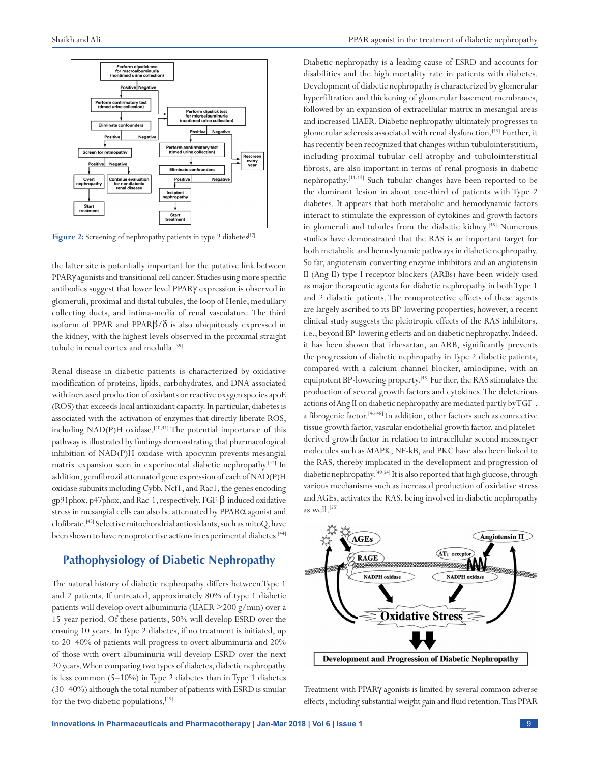Figure 2: Screening of nephropathy patients in type 2 diabetes[37]

the latter site is potentially important for the putative link between PPARγ agonists and transitional cell cancer. Studies using more specific antibodies suggest that lower level PPARγ expression is observed in glomeruli, proximal and distal tubules, the loop of Henle, medullary collecting ducts, and intima-media of renal vasculature. The third isoform of PPAR and PPARβ/δ is also ubiquitously expressed in the kidney, with the highest levels observed in the proximal straight tubule in renal cortex and medulla.[39]

Renal disease in diabetic patients is characterized by oxidative modification of proteins, lipids, carbohydrates, and DNA associated with increased production of oxidants or reactive oxygen species apoE (ROS) that exceeds local antioxidant capacity. In particular, diabetes is associated with the activation of enzymes that directly liberate ROS, including NAD(P)H oxidase.[40,41] The potential importance of this pathway is illustrated by findings demonstrating that pharmacological inhibition of NAD(P)H oxidase with apocynin prevents mesangial matrix expansion seen in experimental diabetic nephropathy.[42] In addition, gemfibrozil attenuated gene expression of each of NAD(P)H oxidase subunits including Cybb, Ncf1, and Rac1, the genes encoding gp91phox, p47phox, and Rac-1, respectively. TGF-β-induced oxidative stress in mesangial cells can also be attenuated by PPARα agonist and clofibrate.[43] Selective mitochondrial antioxidants, such as mitoQ, have been shown to have renoprotective actions in experimental diabetes.[44]

## Pathophysiology of Diabetic Nephropathy

The natural history of diabetic nephropathy differs between Type 1 and 2 patients. If untreated, approximately 80% of type 1 diabetic patients will develop overt albuminuria (UAER >200 g/min) over a 15-year period. Of these patients, 50% will develop ESRD over the ensuing 10 years. In Type 2 diabetes, if no treatment is initiated, up to 20–40% of patients will progress to overt albuminuria and 20% of those with overt albuminuria will develop ESRD over the next 20 years. When comparing two types of diabetes, diabetic nephropathy is less common (5–10%) in Type 2 diabetes than in Type 1 diabetes (30–40%) although the total number of patients with ESRD is similar for the two diabetic populations.[45]

Diabetic nephropathy is a leading cause of ESRD and accounts for disabilities and the high mortality rate in patients with diabetes. Development of diabetic nephropathy is characterized by glomerular hyperfiltration and thickening of glomerular basement membranes, followed by an expansion of extracellular matrix in mesangial areas and increased UAER. Diabetic nephropathy ultimately progresses to glomerular sclerosis associated with renal dysfunction.[45] Further, it has recently been recognized that changes within tubulointerstitium, including proximal tubular cell atrophy and tubulointerstitial fibrosis, are also important in terms of renal prognosis in diabetic nephropathy.[11-15] Such tubular changes have been reported to be the dominant lesion in about one-third of patients with Type 2 diabetes. It appears that both metabolic and hemodynamic factors interact to stimulate the expression of cytokines and growth factors in glomeruli and tubules from the diabetic kidney.[45] Numerous studies have demonstrated that the RAS is an important target for both metabolic and hemodynamic pathways in diabetic nephropathy. So far, angiotensin-converting enzyme inhibitors and an angiotensin II (Ang II) type I receptor blockers (ARBs) have been widely used as major therapeutic agents for diabetic nephropathy in both Type 1 and 2 diabetic patients. The renoprotective effects of these agents are largely ascribed to its BP-lowering properties; however, a recent clinical study suggests the pleiotropic effects of the RAS inhibitors, i.e., beyond BP-lowering effects and on diabetic nephropathy. Indeed, it has been shown that irbesartan, an ARB, significantly prevents the progression of diabetic nephropathy in Type 2 diabetic patients, compared with a calcium channel blocker, amlodipine, with an equipotent BP-lowering property.[45] Further, the RAS stimulates the production of several growth factors and cytokines. The deleterious actions of Ang II on diabetic nephropathy are mediated partly by TGF-, a fibrogenic factor.[46-48] In addition, other factors such as connective tissue growth factor, vascular endothelial growth factor, and platelet-derived growth factor in relation to intracellular second messenger molecules such as MAPK, NF-kB, and PKC have also been linked to the RAS, thereby implicated in the development and progression of diabetic nephropathy.[49-54] It is also reported that high glucose, through various mechanisms such as increased production of oxidative stress and AGEs, activates the RAS, being involved in diabetic nephropathy as well.[55]

Treatment with PPARγ agonists is limited by several common adverse effects, including substantial weight gain and fluid retention. This PPAR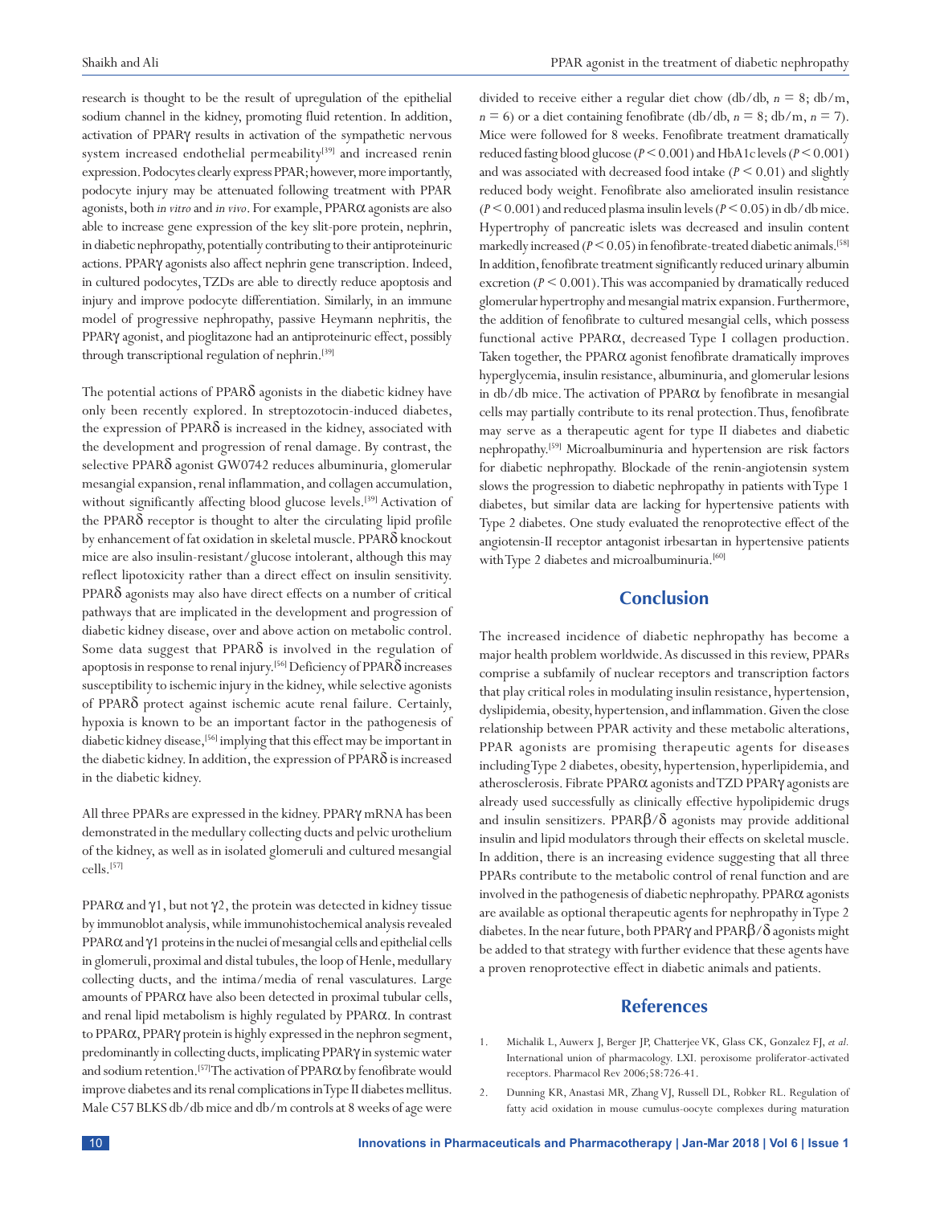research is thought to be the result of upregulation of the epithelial sodium channel in the kidney, promoting fluid retention. In addition, activation of PPARγ results in activation of the sympathetic nervous system increased endothelial permeability[39] and increased renin expression. Podocytes clearly express PPAR; however, more importantly, podocyte injury may be attenuated following treatment with PPAR agonists, both *in vitro* and *in vivo*. For example, PPARα agonists are also able to increase gene expression of the key slit-pore protein, nephrin, in diabetic nephropathy, potentially contributing to their antiproteinuric actions. PPARγ agonists also affect nephrin gene transcription. Indeed, in cultured podocytes, TZDs are able to directly reduce apoptosis and injury and improve podocyte differentiation. Similarly, in an immune model of progressive nephropathy, passive Heymann nephritis, the PPARγ agonist, and pioglitazone had an antiproteinuric effect, possibly through transcriptional regulation of nephrin.[39]

The potential actions of PPARδ agonists in the diabetic kidney have only been recently explored. In streptozotocin-induced diabetes, the expression of PPARδ is increased in the kidney, associated with the development and progression of renal damage. By contrast, the selective PPARδ agonist GW0742 reduces albuminuria, glomerular mesangial expansion, renal inflammation, and collagen accumulation, without significantly affecting blood glucose levels.[39] Activation of the PPARδ receptor is thought to alter the circulating lipid profile by enhancement of fat oxidation in skeletal muscle. PPARδ knockout mice are also insulin-resistant/glucose intolerant, although this may reflect lipotoxicity rather than a direct effect on insulin sensitivity. PPARδ agonists may also have direct effects on a number of critical pathways that are implicated in the development and progression of diabetic kidney disease, over and above action on metabolic control. Some data suggest that PPARδ is involved in the regulation of apoptosis in response to renal injury.[56] Deficiency of PPARδ increases susceptibility to ischemic injury in the kidney, while selective agonists of PPARδ protect against ischemic acute renal failure. Certainly, hypoxia is known to be an important factor in the pathogenesis of diabetic kidney disease,[56] implying that this effect may be important in the diabetic kidney. In addition, the expression of PPARδ is increased in the diabetic kidney.

All three PPARs are expressed in the kidney. PPARγ mRNA has been demonstrated in the medullary collecting ducts and pelvic urothelium of the kidney, as well as in isolated glomeruli and cultured mesangial cells.[57]

PPARα and γ1, but not γ2, the protein was detected in kidney tissue by immunoblot analysis, while immunohistochemical analysis revealed PPARα and γ1 proteins in the nuclei of mesangial cells and epithelial cells in glomeruli, proximal and distal tubules, the loop of Henle, medullary collecting ducts, and the intima/media of renal vasculatures. Large amounts of PPARα have also been detected in proximal tubular cells, and renal lipid metabolism is highly regulated by PPARα. In contrast to PPARα, PPARγ protein is highly expressed in the nephron segment, predominantly in collecting ducts, implicating PPARγ in systemic water and sodium retention.[57] The activation of PPARα by fenofibrate would improve diabetes and its renal complications in Type II diabetes mellitus. Male C57 BLKS db/db mice and db/m controls at 8 weeks of age were divided to receive either a regular diet chow (db/db, $n = 8$; db/m, $n = 6$) or a diet containing fenofibrate (db/db, $n = 8$; db/m, $n = 7$). Mice were followed for 8 weeks. Fenofibrate treatment dramatically reduced fasting blood glucose ($P < 0.001$) and HbA1c levels ($P < 0.001$) and was associated with decreased food intake ($P < 0.01$) and slightly reduced body weight. Fenofibrate also ameliorated insulin resistance ($P < 0.001$) and reduced plasma insulin levels ($P < 0.05$) in db/db mice. Hypertrophy of pancreatic islets was decreased and insulin content markedly increased ($P < 0.05$) in fenofibrate-treated diabetic animals.[58] In addition, fenofibrate treatment significantly reduced urinary albumin excretion ($P < 0.001$). This was accompanied by dramatically reduced glomerular hypertrophy and mesangial matrix expansion. Furthermore, the addition of fenofibrate to cultured mesangial cells, which possess functional active PPARα, decreased Type I collagen production. Taken together, the PPARα agonist fenofibrate dramatically improves hyperglycemia, insulin resistance, albuminuria, and glomerular lesions in db/db mice. The activation of PPARα by fenofibrate in mesangial cells may partially contribute to its renal protection. Thus, fenofibrate may serve as a therapeutic agent for type II diabetes and diabetic nephropathy.[59] Microalbuminuria and hypertension are risk factors for diabetic nephropathy. Blockade of the renin-angiotensin system slows the progression to diabetic nephropathy in patients with Type 1 diabetes, but similar data are lacking for hypertensive patients with Type 2 diabetes. One study evaluated the renoprotective effect of the angiotensin-II receptor antagonist irbesartan in hypertensive patients with Type 2 diabetes and microalbuminuria.[60]

## Conclusion

The increased incidence of diabetic nephropathy has become a major health problem worldwide. As discussed in this review, PPARs comprise a subfamily of nuclear receptors and transcription factors that play critical roles in modulating insulin resistance, hypertension, dyslipidemia, obesity, hypertension, and inflammation. Given the close relationship between PPAR activity and these metabolic alterations, PPAR agonists are promising therapeutic agents for diseases including Type 2 diabetes, obesity, hypertension, hyperlipidemia, and atherosclerosis. Fibrate PPARα agonists and TZD PPARγ agonists are already used successfully as clinically effective hypolipidemic drugs and insulin sensitizers. PPARβ/δ agonists may provide additional insulin and lipid modulators through their effects on skeletal muscle. In addition, there is an increasing evidence suggesting that all three PPARs contribute to the metabolic control of renal function and are involved in the pathogenesis of diabetic nephropathy. PPARα agonists are available as optional therapeutic agents for nephropathy in Type 2 diabetes. In the near future, both PPARγ and PPARβ/δ agonists might be added to that strategy with further evidence that these agents have a proven renoprotective effect in diabetic animals and patients.

## References

1. Michalik L, Auwerx J, Berger JP, Chatterjee VK, Glass CK, Gonzalez FJ, *et al.* International union of pharmacology. LXI. peroxisome proliferator-activated receptors. Pharmacol Rev 2006;58:726-41.
2. Dunning KR, Anastasi MR, Zhang VJ, Russell DL, Robker RL. Regulation of fatty acid oxidation in mouse cumulus-oocyte complexes during maturation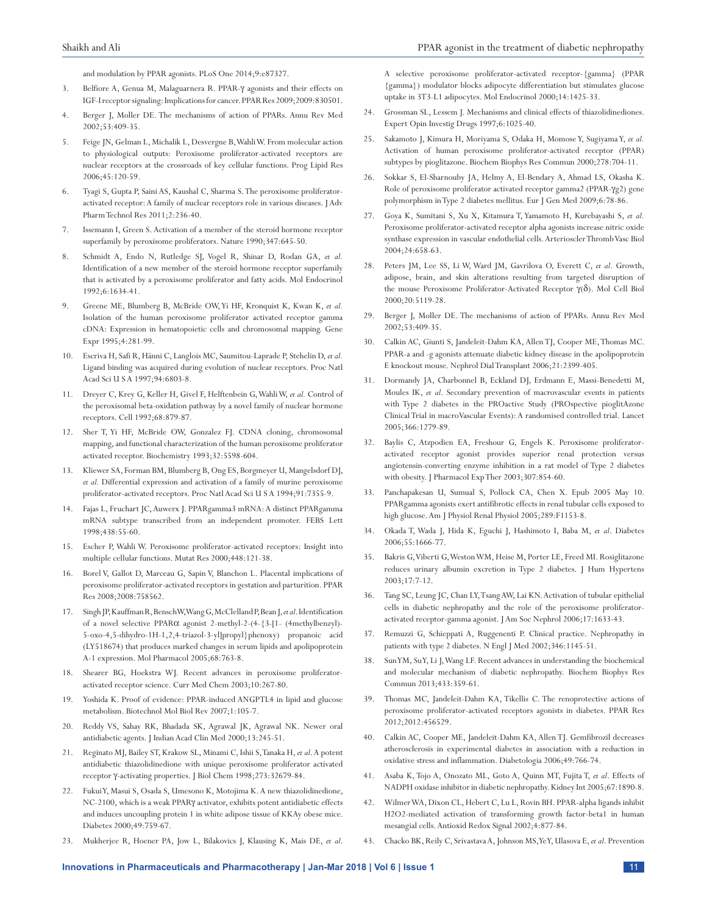and modulation by PPAR agonists. PLoS One 2014;9:e87327.

3. Belfiore A, Genua M, Malaguarnera R. PPAR-γ agonists and their effects on IGF-I receptor signaling: Implications for cancer. PPAR Res 2009;2009:830501.
4. Berger J, Moller DE. The mechanisms of action of PPARs. Annu Rev Med 2002;53:409-35.
5. Feige JN, Gelman L, Michalik L, Desvergne B, Wahli W. From molecular action to physiological outputs: Peroxisome proliferator-activated receptors are nuclear receptors at the crossroads of key cellular functions. Prog Lipid Res 2006;45:120-59.
6. Tyagi S, Gupta P, Saini AS, Kaushal C, Sharma S. The peroxisome proliferator-activated receptor: A family of nuclear receptors role in various diseases. J Adv Pharm Technol Res 2011;2:236-40.
7. Issemann I, Green S. Activation of a member of the steroid hormone receptor superfamily by peroxisome proliferators. Nature 1990;347:645-50.
8. Schmidt A, Endo N, Rutledge SJ, Vogel R, Shinar D, Rodan GA, *et al.* Identification of a new member of the steroid hormone receptor superfamily that is activated by a peroxisome proliferator and fatty acids. Mol Endocrinol 1992;6:1634-41.
9. Greene ME, Blumberg B, McBride OW, Yi HF, Kronquist K, Kwan K, *et al.* Isolation of the human peroxisome proliferator activated receptor gamma cDNA: Expression in hematopoietic cells and chromosomal mapping. Gene Expr 1995;4:281-99.
10. Escriva H, Safi R, Hänni C, Langlois MC, Saumitou-Laprade P, Stehelin D, *et al.* Ligand binding was acquired during evolution of nuclear receptors. Proc Natl Acad Sci U S A 1997;94:6803-8.
11. Dreyer C, Krey G, Keller H, Givel F, Helftenbein G, Wahli W, *et al.* Control of the peroxisomal beta-oxidation pathway by a novel family of nuclear hormone receptors. Cell 1992;68:879-87.
12. Sher T, Yi HF, McBride OW, Gonzalez FJ. CDNA cloning, chromosomal mapping, and functional characterization of the human peroxisome proliferator activated receptor. Biochemistry 1993;32:5598-604.
13. Kliewer SA, Forman BM, Blumberg B, Ong ES, Borgmeyer U, Mangelsdorf DJ, *et al.* Differential expression and activation of a family of murine peroxisome proliferator-activated receptors. Proc Natl Acad Sci U S A 1994;91:7355-9.
14. Fajas L, Fruchart JC, Auwerx J. PPARgamma3 mRNA: A distinct PPARgamma mRNA subtype transcribed from an independent promoter. FEBS Lett 1998;438:55-60.
15. Escher P, Wahli W. Peroxisome proliferator-activated receptors: Insight into multiple cellular functions. Mutat Res 2000;448:121-38.
16. Borel V, Gallot D, Marceau G, Sapin V, Blanchon L. Placental implications of peroxisome proliferator-activated receptors in gestation and parturition. PPAR Res 2008;2008:758562.
17. Singh JP, Kauffman R, Bensch W, Wang G, McClelland P, Bean J, *et al.* Identification of a novel selective PPARα agonist 2-methyl-2-(4-{3-[1- (4methylbenzyl)-5-oxo-4,5-dihydro-1H-1,2,4-triazol-3-yl]propyl}phenoxy) propanoic acid (LY518674) that produces marked changes in serum lipids and apolipoprotein A-1 expression. Mol Pharmacol 2005;68:763-8.
18. Shearer BG, Hoekstra WJ. Recent advances in peroxisome proliferator-activated receptor science. Curr Med Chem 2003;10:267-80.
19. Yoshida K. Proof of evidence: PPAR-induced ANGPTL4 in lipid and glucose metabolism. Biotechnol Mol Biol Rev 2007;1:105-7.
20. Reddy VS, Sahay RK, Bhadada SK, Agrawal JK, Agrawal NK. Newer oral antidiabetic agents. J Indian Acad Clin Med 2000;13:245-51.
21. Reginato MJ, Bailey ST, Krakow SL, Minami C, Ishii S, Tanaka H, *et al.* A potent antidiabetic thiazolidinedione with unique peroxisome proliferator activated receptor γ-activating properties. J Biol Chem 1998;273:32679-84.
22. Fukui Y, Masui S, Osada S, Umesono K, Motojima K. A new thiazolidinedione, NC-2100, which is a weak PPARγ activator, exhibits potent antidiabetic effects and induces uncoupling protein 1 in white adipose tissue of KKAy obese mice. Diabetes 2000;49:759-67.
23. Mukherjee R, Hoener PA, Jow L, Bilakovics J, Klausing K, Mais DE, *et al.* A selective peroxisome proliferator-activated receptor-{gamma} (PPAR {gamma}) modulator blocks adipocyte differentiation but stimulates glucose uptake in 3T3-L1 adipocytes. Mol Endocrinol 2000;14:1425-33.
24. Grossman SL, Lessem J. Mechanisms and clinical effects of thiazolidinediones. Expert Opin Investig Drugs 1997;6:1025-40.
25. Sakamoto J, Kimura H, Moriyama S, Odaka H, Momose Y, Sugiyama Y, *et al.* Activation of human peroxisome proliferator-activated receptor (PPAR) subtypes by pioglitazone. Biochem Biophys Res Commun 2000;278:704-11.
26. Sokkar S, El-Sharnouby JA, Helmy A, El-Bendary A, Ahmad LS, Okasha K. Role of peroxisome proliferator activated receptor gamma2 (PPAR-γg2) gene polymorphism in Type 2 diabetes mellitus. Eur J Gen Med 2009;6:78-86.
27. Goya K, Sumitani S, Xu X, Kitamura T, Yamamoto H, Kurebayashi S, *et al.* Peroxisome proliferator-activated receptor alpha agonists increase nitric oxide synthase expression in vascular endothelial cells. Arterioscler Thromb Vasc Biol 2004;24:658-63.
28. Peters JM, Lee SS, Li W, Ward JM, Gavrilova O, Everett C, *et al.* Growth, adipose, brain, and skin alterations resulting from targeted disruption of the mouse Peroxisome Proliferator-Activated Receptor γ(δ). Mol Cell Biol 2000;20:5119-28.
29. Berger J, Moller DE. The mechanisms of action of PPARs. Annu Rev Med 2002;53:409-35.
30. Calkin AC, Giunti S, Jandeleit-Dahm KA, Allen TJ, Cooper ME, Thomas MC. PPAR-a and -g agonists attenuate diabetic kidney disease in the apolipoprotein E knockout mouse. Nephrol Dial Transplant 2006;21:2399-405.
31. Dormandy JA, Charbonnel B, Eckland DJ, Erdmann E, Massi-Benedetti M, Moules IK, *et al.* Secondary prevention of macrovascular events in patients with Type 2 diabetes in the PROactive Study (PROspective pioglitAzone Clinical Trial in macroVascular Events): A randomised controlled trial. Lancet 2005;366:1279-89.
32. Baylis C, Atzpodien EA, Freshour G, Engels K. Peroxisome proliferator-activated receptor agonist provides superior renal protection versus angiotensin-converting enzyme inhibition in a rat model of Type 2 diabetes with obesity. J Pharmacol Exp Ther 2003;307:854-60.
33. Panchapakesan U, Sumual S, Pollock CA, Chen X. Epub 2005 May 10. PPARgamma agonists exert antifibrotic effects in renal tubular cells exposed to high glucose. Am J Physiol Renal Physiol 2005;289:F1153-8.
34. Okada T, Wada J, Hida K, Eguchi J, Hashimoto I, Baba M, *et al.* Diabetes 2006;55:1666-77.
35. Bakris G, Viberti G, Weston WM, Heise M, Porter LE, Freed MI. Rosiglitazone reduces urinary albumin excretion in Type 2 diabetes. J Hum Hypertens 2003;17:7-12.
36. Tang SC, Leung JC, Chan LY, Tsang AW, Lai KN. Activation of tubular epithelial cells in diabetic nephropathy and the role of the peroxisome proliferator-activated receptor-gamma agonist. J Am Soc Nephrol 2006;17:1633-43.
37. Remuzzi G, Schieppati A, Ruggenenti P. Clinical practice. Nephropathy in patients with type 2 diabetes. N Engl J Med 2002;346:1145-51.
38. Sun YM, Su Y, Li J, Wang LF. Recent advances in understanding the biochemical and molecular mechanism of diabetic nephropathy. Biochem Biophys Res Commun 2013;433:359-61.
39. Thomas MC, Jandeleit-Dahm KA, Tikellis C. The renoprotective actions of peroxisome proliferator-activated receptors agonists in diabetes. PPAR Res 2012;2012:456529.
40. Calkin AC, Cooper ME, Jandeleit-Dahm KA, Allen TJ. Gemfibrozil decreases atherosclerosis in experimental diabetes in association with a reduction in oxidative stress and inflammation. Diabetologia 2006;49:766-74.
41. Asaba K, Tojo A, Onozato ML, Goto A, Quinn MT, Fujita T, *et al.* Effects of NADPH oxidase inhibitor in diabetic nephropathy. Kidney Int 2005;67:1890-8.
42. Wilmer WA, Dixon CL, Hebert C, Lu L, Rovin BH. PPAR-alpha ligands inhibit H2O2-mediated activation of transforming growth factor-beta1 in human mesangial cells. Antioxid Redox Signal 2002;4:877-84.
43. Chacko BK, Reily C, Srivastava A, Johnson MS, Ye Y, Ulasova E, *et al.* Prevention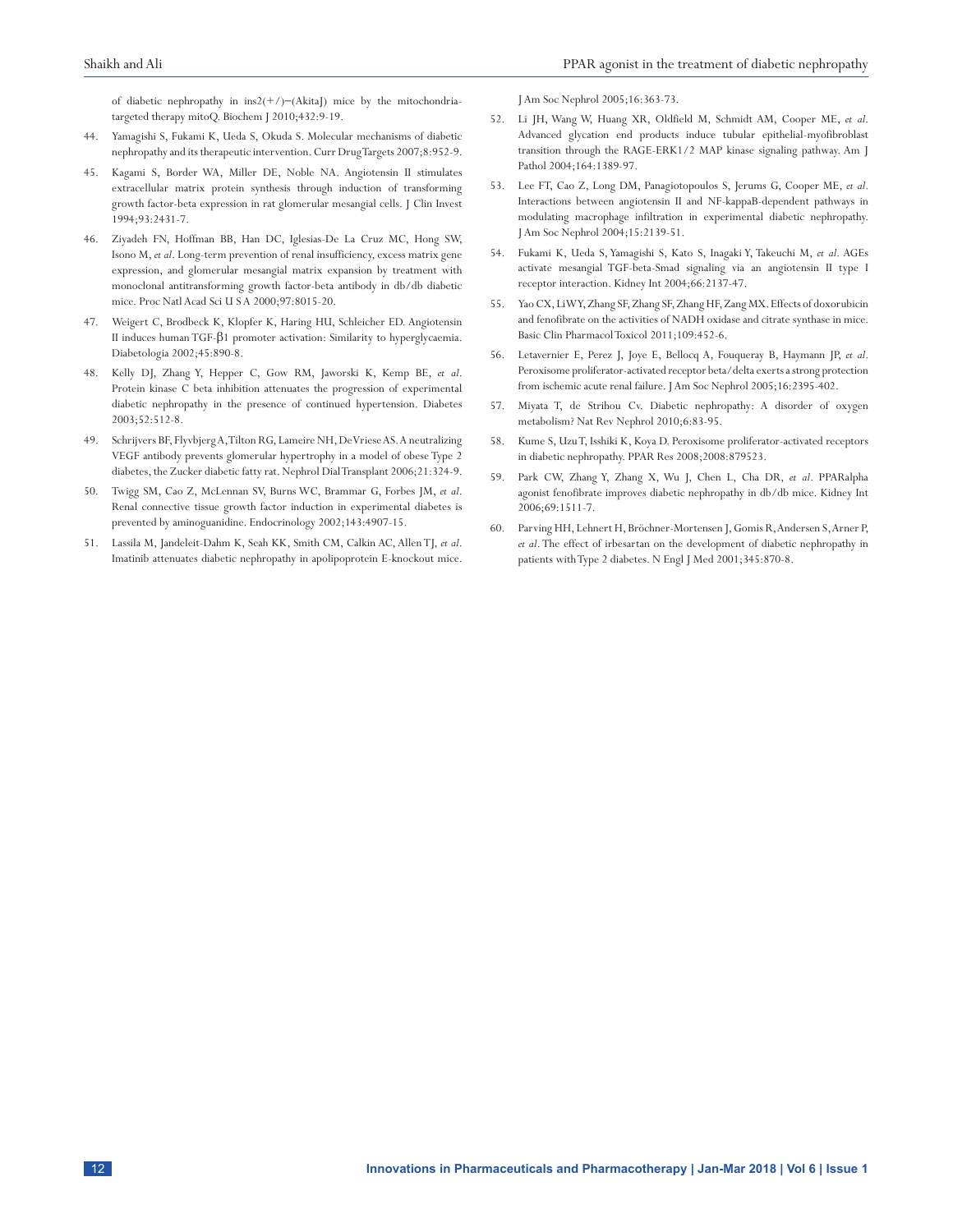of diabetic nephropathy in ins2(+/)−(AkitaJ) mice by the mitochondria-targeted therapy mitoQ. Biochem J 2010;432:9-19.

44. Yamagishi S, Fukami K, Ueda S, Okuda S. Molecular mechanisms of diabetic nephropathy and its therapeutic intervention. Curr Drug Targets 2007;8:952-9.
45. Kagami S, Border WA, Miller DE, Noble NA. Angiotensin II stimulates extracellular matrix protein synthesis through induction of transforming growth factor-beta expression in rat glomerular mesangial cells. J Clin Invest 1994;93:2431-7.
46. Ziyadeh FN, Hoffman BB, Han DC, Iglesias-De La Cruz MC, Hong SW, Isono M, *et al*. Long-term prevention of renal insufficiency, excess matrix gene expression, and glomerular mesangial matrix expansion by treatment with monoclonal antitransforming growth factor-beta antibody in db/db diabetic mice. Proc Natl Acad Sci U S A 2000;97:8015-20.
47. Weigert C, Brodbeck K, Klopfer K, Haring HU, Schleicher ED. Angiotensin II induces human TGF-β1 promoter activation: Similarity to hyperglycaemia. Diabetologia 2002;45:890-8.
48. Kelly DJ, Zhang Y, Hepper C, Gow RM, Jaworski K, Kemp BE, *et al*. Protein kinase C beta inhibition attenuates the progression of experimental diabetic nephropathy in the presence of continued hypertension. Diabetes 2003;52:512-8.
49. Schrijvers BF, Flyvbjerg A, Tilton RG, Lameire NH, De Vriese AS. A neutralizing VEGF antibody prevents glomerular hypertrophy in a model of obese Type 2 diabetes, the Zucker diabetic fatty rat. Nephrol Dial Transplant 2006;21:324-9.
50. Twigg SM, Cao Z, McLennan SV, Burns WC, Brammar G, Forbes JM, *et al*. Renal connective tissue growth factor induction in experimental diabetes is prevented by aminoguanidine. Endocrinology 2002;143:4907-15.
51. Lassila M, Jandeleit-Dahm K, Seah KK, Smith CM, Calkin AC, Allen TJ, *et al*. Imatinib attenuates diabetic nephropathy in apolipoprotein E-knockout mice. J Am Soc Nephrol 2005;16:363-73.
52. Li JH, Wang W, Huang XR, Oldfield M, Schmidt AM, Cooper ME, *et al*. Advanced glycation end products induce tubular epithelial-myofibroblast transition through the RAGE-ERK1/2 MAP kinase signaling pathway. Am J Pathol 2004;164:1389-97.
53. Lee FT, Cao Z, Long DM, Panagiotopoulos S, Jerums G, Cooper ME, *et al*. Interactions between angiotensin II and NF-kappaB-dependent pathways in modulating macrophage infiltration in experimental diabetic nephropathy. J Am Soc Nephrol 2004;15:2139-51.
54. Fukami K, Ueda S, Yamagishi S, Kato S, Inagaki Y, Takeuchi M, *et al*. AGEs activate mesangial TGF-beta-Smad signaling via an angiotensin II type I receptor interaction. Kidney Int 2004;66:2137-47.
55. Yao CX, Li WY, Zhang SF, Zhang SF, Zhang HF, Zang MX. Effects of doxorubicin and fenofibrate on the activities of NADH oxidase and citrate synthase in mice. Basic Clin Pharmacol Toxicol 2011;109:452-6.
56. Letavernier E, Perez J, Joye E, Bellocq A, Fouqueray B, Haymann JP, *et al*. Peroxisome proliferator-activated receptor beta/delta exerts a strong protection from ischemic acute renal failure. J Am Soc Nephrol 2005;16:2395-402.
57. Miyata T, de Strihou Cv. Diabetic nephropathy: A disorder of oxygen metabolism? Nat Rev Nephrol 2010;6:83-95.
58. Kume S, Uzu T, Isshiki K, Koya D. Peroxisome proliferator-activated receptors in diabetic nephropathy. PPAR Res 2008;2008:879523.
59. Park CW, Zhang Y, Zhang X, Wu J, Chen L, Cha DR, *et al*. PPARalpha agonist fenofibrate improves diabetic nephropathy in db/db mice. Kidney Int 2006;69:1511-7.
60. Parving HH, Lehnert H, Bröchner-Mortensen J, Gomis R, Andersen S, Arner P, *et al*. The effect of irbesartan on the development of diabetic nephropathy in patients with Type 2 diabetes. N Engl J Med 2001;345:870-8.